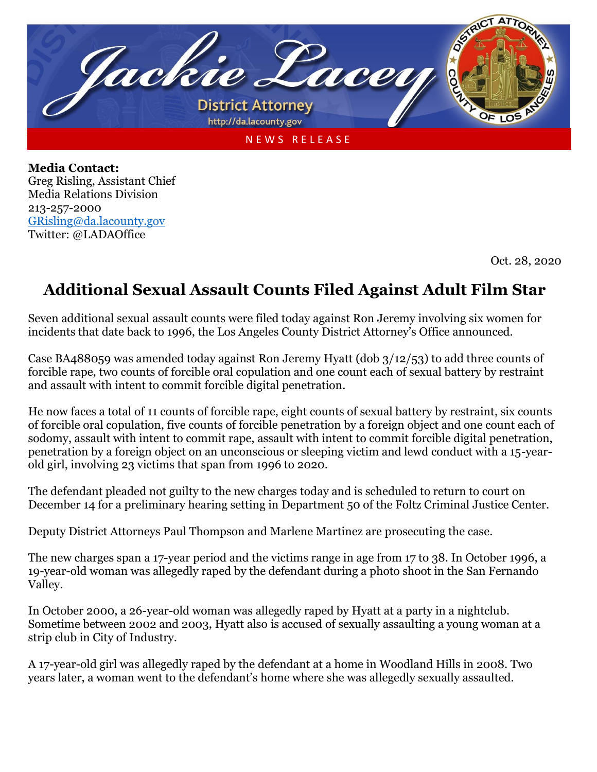Jackie Lacey

District Attorney

http://da.lacounty.gov

NEWS RELEASE

**Media Contact:**
Greg Risling, Assistant Chief
Media Relations Division
213-257-2000
GRisling@da.lacounty.gov
Twitter: @LADAOffice

Oct. 28, 2020

# Additional Sexual Assault Counts Filed Against Adult Film Star

Seven additional sexual assault counts were filed today against Ron Jeremy involving six women for incidents that date back to 1996, the Los Angeles County District Attorney's Office announced.

Case BA488059 was amended today against Ron Jeremy Hyatt (dob 3/12/53) to add three counts of forcible rape, two counts of forcible oral copulation and one count each of sexual battery by restraint and assault with intent to commit forcible digital penetration.

He now faces a total of 11 counts of forcible rape, eight counts of sexual battery by restraint, six counts of forcible oral copulation, five counts of forcible penetration by a foreign object and one count each of sodomy, assault with intent to commit rape, assault with intent to commit forcible digital penetration, penetration by a foreign object on an unconscious or sleeping victim and lewd conduct with a 15-year-old girl, involving 23 victims that span from 1996 to 2020.

The defendant pleaded not guilty to the new charges today and is scheduled to return to court on December 14 for a preliminary hearing setting in Department 50 of the Foltz Criminal Justice Center.

Deputy District Attorneys Paul Thompson and Marlene Martinez are prosecuting the case.

The new charges span a 17-year period and the victims range in age from 17 to 38. In October 1996, a 19-year-old woman was allegedly raped by the defendant during a photo shoot in the San Fernando Valley.

In October 2000, a 26-year-old woman was allegedly raped by Hyatt at a party in a nightclub. Sometime between 2002 and 2003, Hyatt also is accused of sexually assaulting a young woman at a strip club in City of Industry.

A 17-year-old girl was allegedly raped by the defendant at a home in Woodland Hills in 2008. Two years later, a woman went to the defendant's home where she was allegedly sexually assaulted.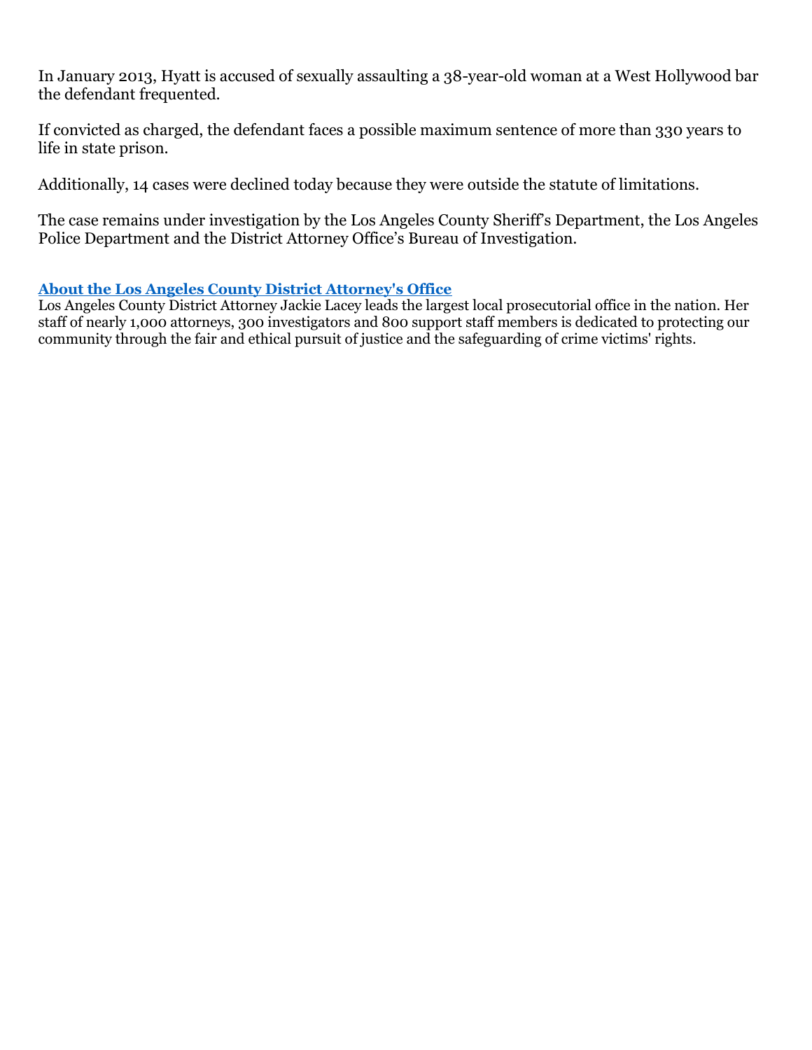In January 2013, Hyatt is accused of sexually assaulting a 38-year-old woman at a West Hollywood bar the defendant frequented.

If convicted as charged, the defendant faces a possible maximum sentence of more than 330 years to life in state prison.

Additionally, 14 cases were declined today because they were outside the statute of limitations.

The case remains under investigation by the Los Angeles County Sheriff's Department, the Los Angeles Police Department and the District Attorney Office's Bureau of Investigation.

**About the Los Angeles County District Attorney's Office**

Los Angeles County District Attorney Jackie Lacey leads the largest local prosecutorial office in the nation. Her staff of nearly 1,000 attorneys, 300 investigators and 800 support staff members is dedicated to protecting our community through the fair and ethical pursuit of justice and the safeguarding of crime victims' rights.